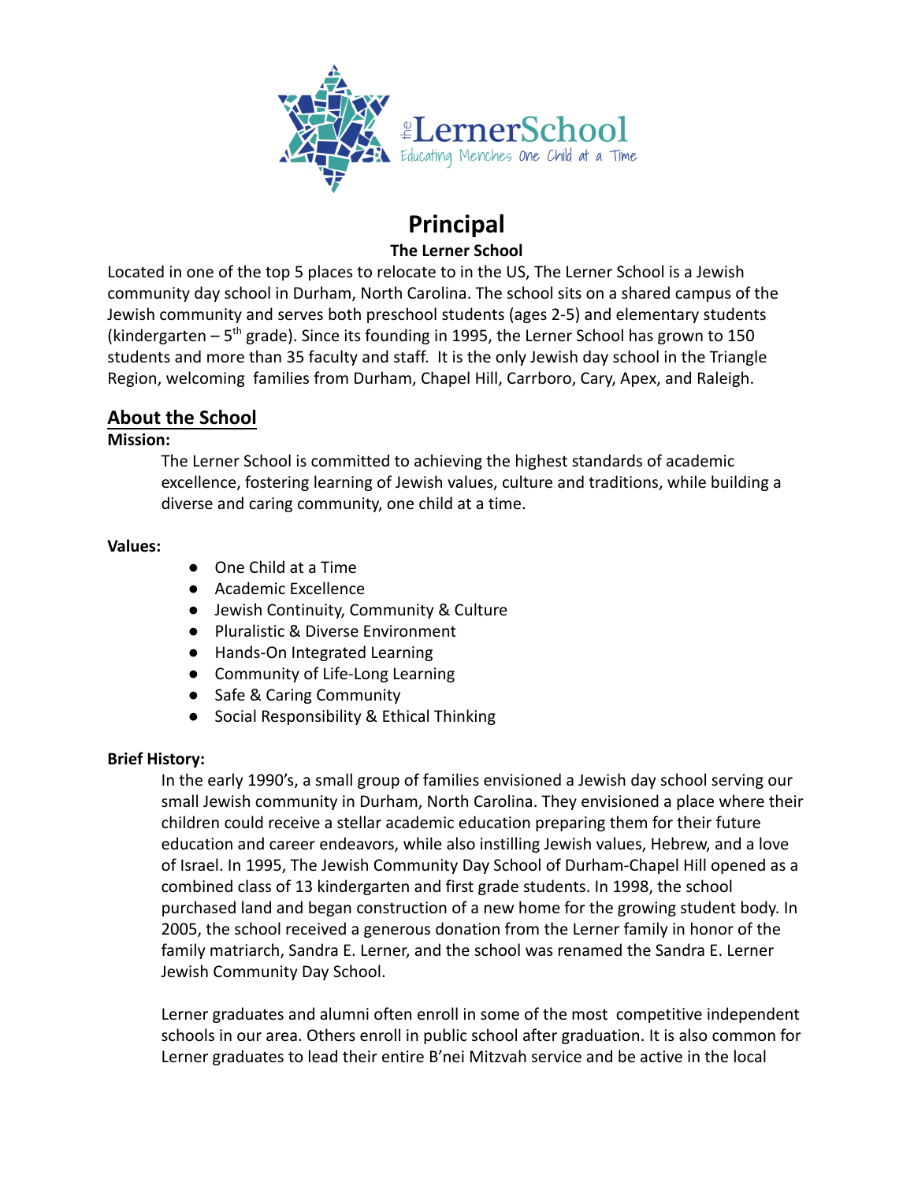the LernerSchool

Educating Menches One Child at a Time

# Principal

**The Lerner School**

Located in one of the top 5 places to relocate to in the US, The Lerner School is a Jewish community day school in Durham, North Carolina. The school sits on a shared campus of the Jewish community and serves both preschool students (ages 2-5) and elementary students (kindergarten – 5th grade). Since its founding in 1995, the Lerner School has grown to 150 students and more than 35 faculty and staff. It is the only Jewish day school in the Triangle Region, welcoming families from Durham, Chapel Hill, Carrboro, Cary, Apex, and Raleigh.

## About the School

**Mission:**

The Lerner School is committed to achieving the highest standards of academic excellence, fostering learning of Jewish values, culture and traditions, while building a diverse and caring community, one child at a time.

**Values:**

- One Child at a Time
- Academic Excellence
- Jewish Continuity, Community & Culture
- Pluralistic & Diverse Environment
- Hands-On Integrated Learning
- Community of Life-Long Learning
- Safe & Caring Community
- Social Responsibility & Ethical Thinking

**Brief History:**

In the early 1990's, a small group of families envisioned a Jewish day school serving our small Jewish community in Durham, North Carolina. They envisioned a place where their children could receive a stellar academic education preparing them for their future education and career endeavors, while also instilling Jewish values, Hebrew, and a love of Israel. In 1995, The Jewish Community Day School of Durham-Chapel Hill opened as a combined class of 13 kindergarten and first grade students. In 1998, the school purchased land and began construction of a new home for the growing student body. In 2005, the school received a generous donation from the Lerner family in honor of the family matriarch, Sandra E. Lerner, and the school was renamed the Sandra E. Lerner Jewish Community Day School.

Lerner graduates and alumni often enroll in some of the most competitive independent schools in our area. Others enroll in public school after graduation. It is also common for Lerner graduates to lead their entire B'nei Mitzvah service and be active in the local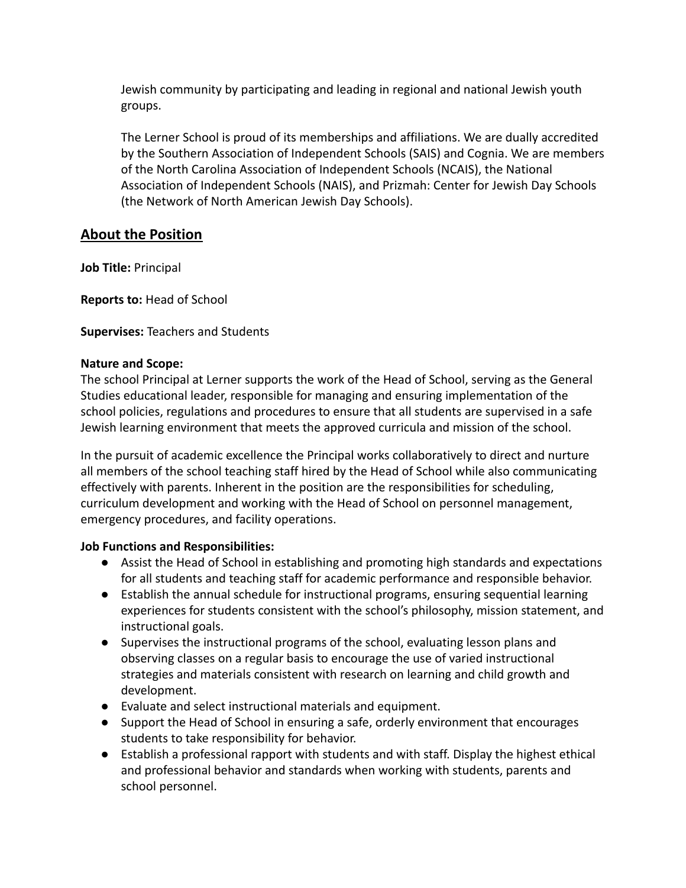Jewish community by participating and leading in regional and national Jewish youth groups.

The Lerner School is proud of its memberships and affiliations. We are dually accredited by the Southern Association of Independent Schools (SAIS) and Cognia. We are members of the North Carolina Association of Independent Schools (NCAIS), the National Association of Independent Schools (NAIS), and Prizmah: Center for Jewish Day Schools (the Network of North American Jewish Day Schools).

## About the Position

**Job Title:** Principal

**Reports to:** Head of School

**Supervises:** Teachers and Students

**Nature and Scope:**
The school Principal at Lerner supports the work of the Head of School, serving as the General Studies educational leader, responsible for managing and ensuring implementation of the school policies, regulations and procedures to ensure that all students are supervised in a safe Jewish learning environment that meets the approved curricula and mission of the school.

In the pursuit of academic excellence the Principal works collaboratively to direct and nurture all members of the school teaching staff hired by the Head of School while also communicating effectively with parents. Inherent in the position are the responsibilities for scheduling, curriculum development and working with the Head of School on personnel management, emergency procedures, and facility operations.

**Job Functions and Responsibilities:**

- Assist the Head of School in establishing and promoting high standards and expectations for all students and teaching staff for academic performance and responsible behavior.
- Establish the annual schedule for instructional programs, ensuring sequential learning experiences for students consistent with the school's philosophy, mission statement, and instructional goals.
- Supervises the instructional programs of the school, evaluating lesson plans and observing classes on a regular basis to encourage the use of varied instructional strategies and materials consistent with research on learning and child growth and development.
- Evaluate and select instructional materials and equipment.
- Support the Head of School in ensuring a safe, orderly environment that encourages students to take responsibility for behavior.
- Establish a professional rapport with students and with staff. Display the highest ethical and professional behavior and standards when working with students, parents and school personnel.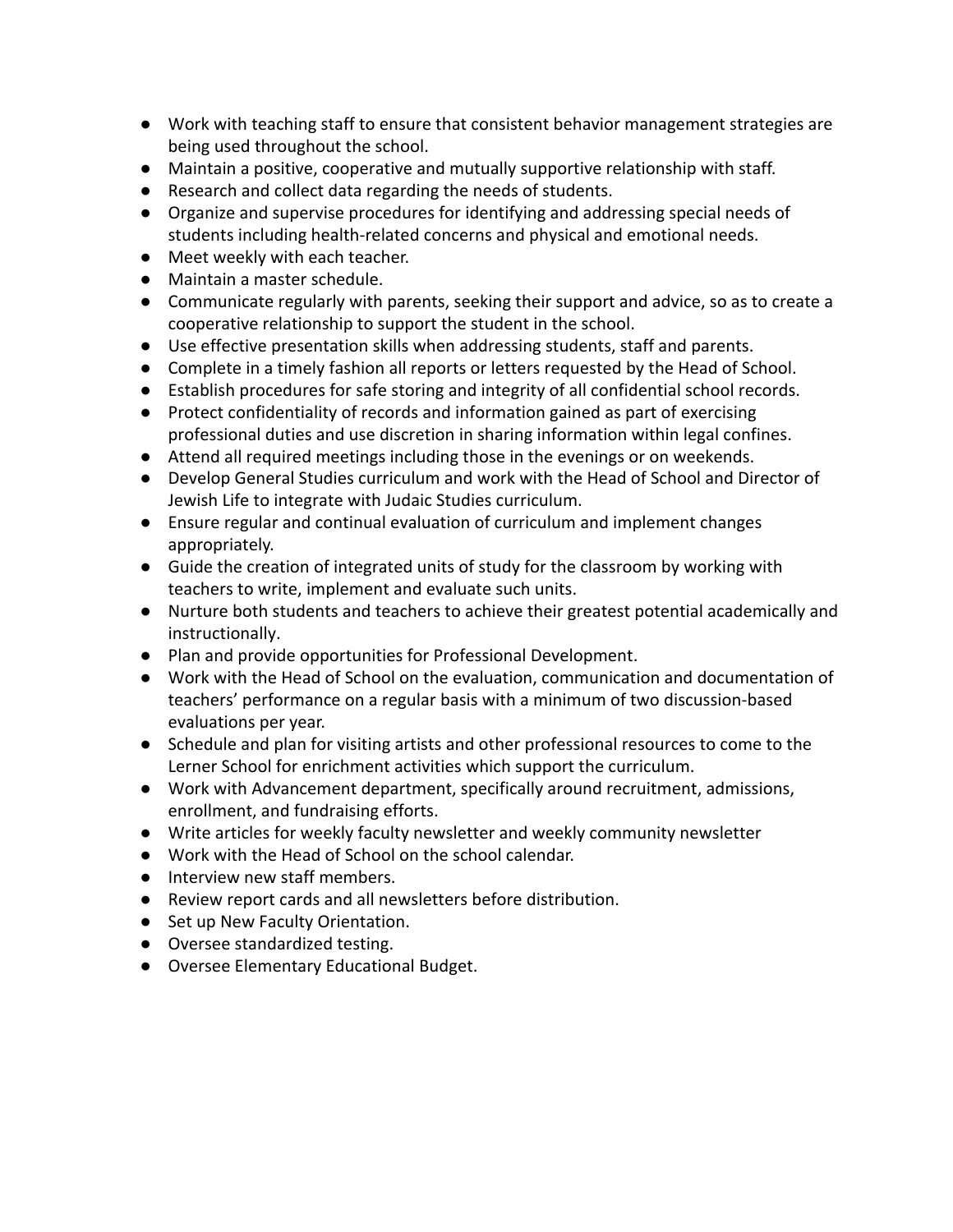- Work with teaching staff to ensure that consistent behavior management strategies are being used throughout the school.
- Maintain a positive, cooperative and mutually supportive relationship with staff.
- Research and collect data regarding the needs of students.
- Organize and supervise procedures for identifying and addressing special needs of students including health-related concerns and physical and emotional needs.
- Meet weekly with each teacher.
- Maintain a master schedule.
- Communicate regularly with parents, seeking their support and advice, so as to create a cooperative relationship to support the student in the school.
- Use effective presentation skills when addressing students, staff and parents.
- Complete in a timely fashion all reports or letters requested by the Head of School.
- Establish procedures for safe storing and integrity of all confidential school records.
- Protect confidentiality of records and information gained as part of exercising professional duties and use discretion in sharing information within legal confines.
- Attend all required meetings including those in the evenings or on weekends.
- Develop General Studies curriculum and work with the Head of School and Director of Jewish Life to integrate with Judaic Studies curriculum.
- Ensure regular and continual evaluation of curriculum and implement changes appropriately.
- Guide the creation of integrated units of study for the classroom by working with teachers to write, implement and evaluate such units.
- Nurture both students and teachers to achieve their greatest potential academically and instructionally.
- Plan and provide opportunities for Professional Development.
- Work with the Head of School on the evaluation, communication and documentation of teachers' performance on a regular basis with a minimum of two discussion-based evaluations per year.
- Schedule and plan for visiting artists and other professional resources to come to the Lerner School for enrichment activities which support the curriculum.
- Work with Advancement department, specifically around recruitment, admissions, enrollment, and fundraising efforts.
- Write articles for weekly faculty newsletter and weekly community newsletter
- Work with the Head of School on the school calendar.
- Interview new staff members.
- Review report cards and all newsletters before distribution.
- Set up New Faculty Orientation.
- Oversee standardized testing.
- Oversee Elementary Educational Budget.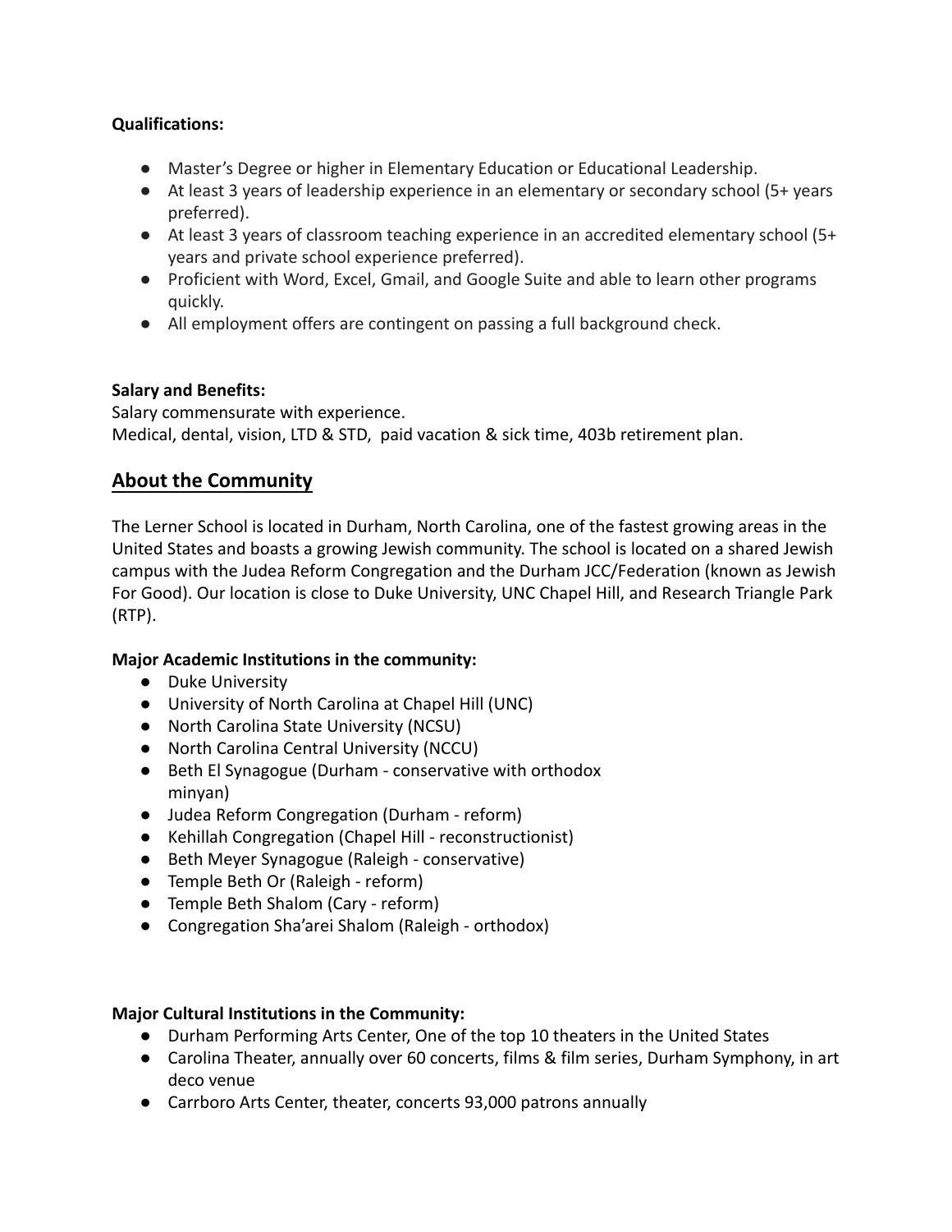**Qualifications:**

- Master's Degree or higher in Elementary Education or Educational Leadership.
- At least 3 years of leadership experience in an elementary or secondary school (5+ years preferred).
- At least 3 years of classroom teaching experience in an accredited elementary school (5+ years and private school experience preferred).
- Proficient with Word, Excel, Gmail, and Google Suite and able to learn other programs quickly.
- All employment offers are contingent on passing a full background check.

**Salary and Benefits:**
Salary commensurate with experience.
Medical, dental, vision, LTD & STD, paid vacation & sick time, 403b retirement plan.

## About the Community

The Lerner School is located in Durham, North Carolina, one of the fastest growing areas in the United States and boasts a growing Jewish community. The school is located on a shared Jewish campus with the Judea Reform Congregation and the Durham JCC/Federation (known as Jewish For Good). Our location is close to Duke University, UNC Chapel Hill, and Research Triangle Park (RTP).

**Major Academic Institutions in the community:**

- Duke University
- University of North Carolina at Chapel Hill (UNC)
- North Carolina State University (NCSU)
- North Carolina Central University (NCCU)
- Beth El Synagogue (Durham - conservative with orthodox minyan)
- Judea Reform Congregation (Durham - reform)
- Kehillah Congregation (Chapel Hill - reconstructionist)
- Beth Meyer Synagogue (Raleigh - conservative)
- Temple Beth Or (Raleigh - reform)
- Temple Beth Shalom (Cary - reform)
- Congregation Sha'arei Shalom (Raleigh - orthodox)

**Major Cultural Institutions in the Community:**

- Durham Performing Arts Center, One of the top 10 theaters in the United States
- Carolina Theater, annually over 60 concerts, films & film series, Durham Symphony, in art deco venue
- Carrboro Arts Center, theater, concerts 93,000 patrons annually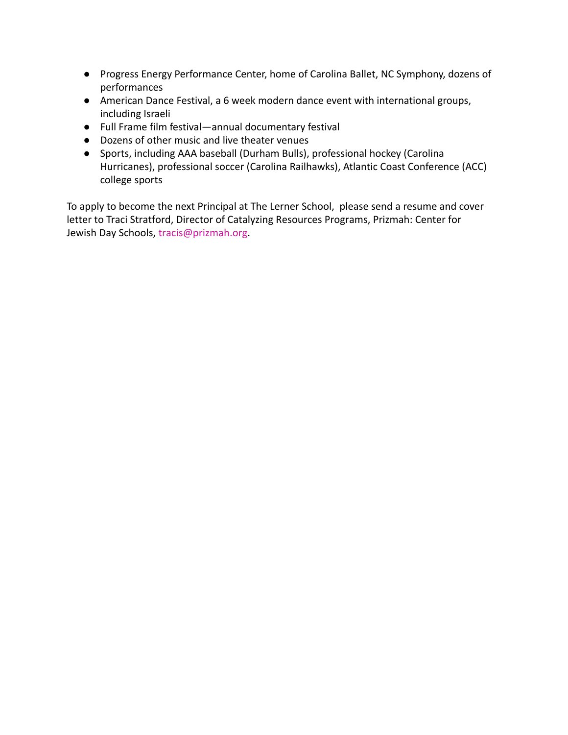- Progress Energy Performance Center, home of Carolina Ballet, NC Symphony, dozens of performances
- American Dance Festival, a 6 week modern dance event with international groups, including Israeli
- Full Frame film festival—annual documentary festival
- Dozens of other music and live theater venues
- Sports, including AAA baseball (Durham Bulls), professional hockey (Carolina Hurricanes), professional soccer (Carolina Railhawks), Atlantic Coast Conference (ACC) college sports

To apply to become the next Principal at The Lerner School, please send a resume and cover letter to Traci Stratford, Director of Catalyzing Resources Programs, Prizmah: Center for Jewish Day Schools, tracis@prizmah.org.